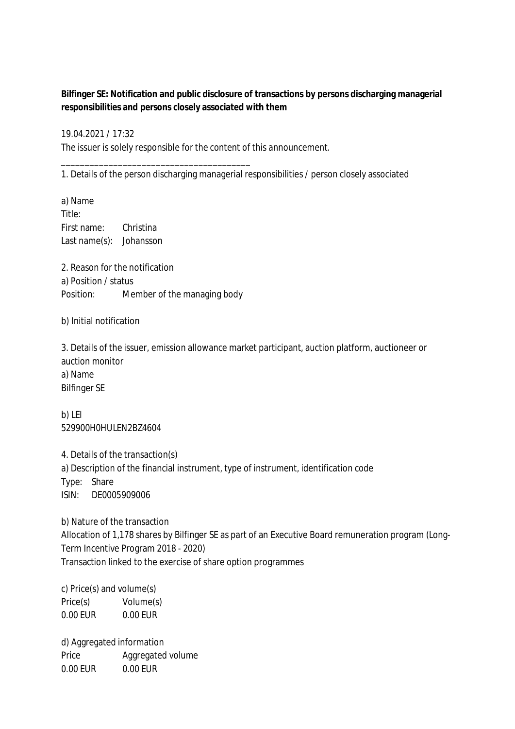**Bilfinger SE: Notification and public disclosure of transactions by persons discharging managerial responsibilities and persons closely associated with them**

19.04.2021 / 17:32
The issuer is solely responsible for the content of this announcement.

________________________________________

1. Details of the person discharging managerial responsibilities / person closely associated

a) Name
Title:
First name: Christina
Last name(s): Johansson

2. Reason for the notification
a) Position / status
Position: Member of the managing body

b) Initial notification

3. Details of the issuer, emission allowance market participant, auction platform, auctioneer or auction monitor
a) Name
Bilfinger SE

b) LEI
529900H0HULEN2BZ4604

4. Details of the transaction(s)
a) Description of the financial instrument, type of instrument, identification code
Type: Share
ISIN: DE0005909006

b) Nature of the transaction
Allocation of 1,178 shares by Bilfinger SE as part of an Executive Board remuneration program (Long-Term Incentive Program 2018 - 2020)
Transaction linked to the exercise of share option programmes

c) Price(s) and volume(s)

| Price(s) | Volume(s) |
|---|---|
| 0.00 EUR | 0.00 EUR |

d) Aggregated information

| Price | Aggregated volume |
|---|---|
| 0.00 EUR | 0.00 EUR |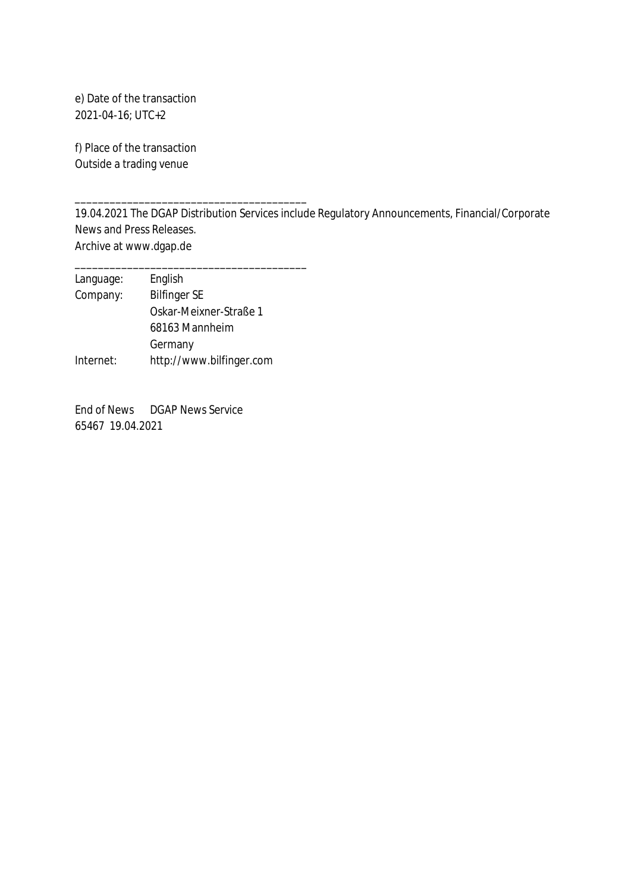e) Date of the transaction
2021-04-16; UTC+2

f) Place of the transaction
Outside a trading venue

---

19.04.2021 The DGAP Distribution Services include Regulatory Announcements, Financial/Corporate News and Press Releases.
Archive at www.dgap.de

---

| | |
|---|---|
| Language: | English |
| Company: | Bilfinger SE<br>Oskar-Meixner-Straße 1<br>68163 Mannheim<br>Germany |
| Internet: | http://www.bilfinger.com |

End of News DGAP News Service
65467 19.04.2021